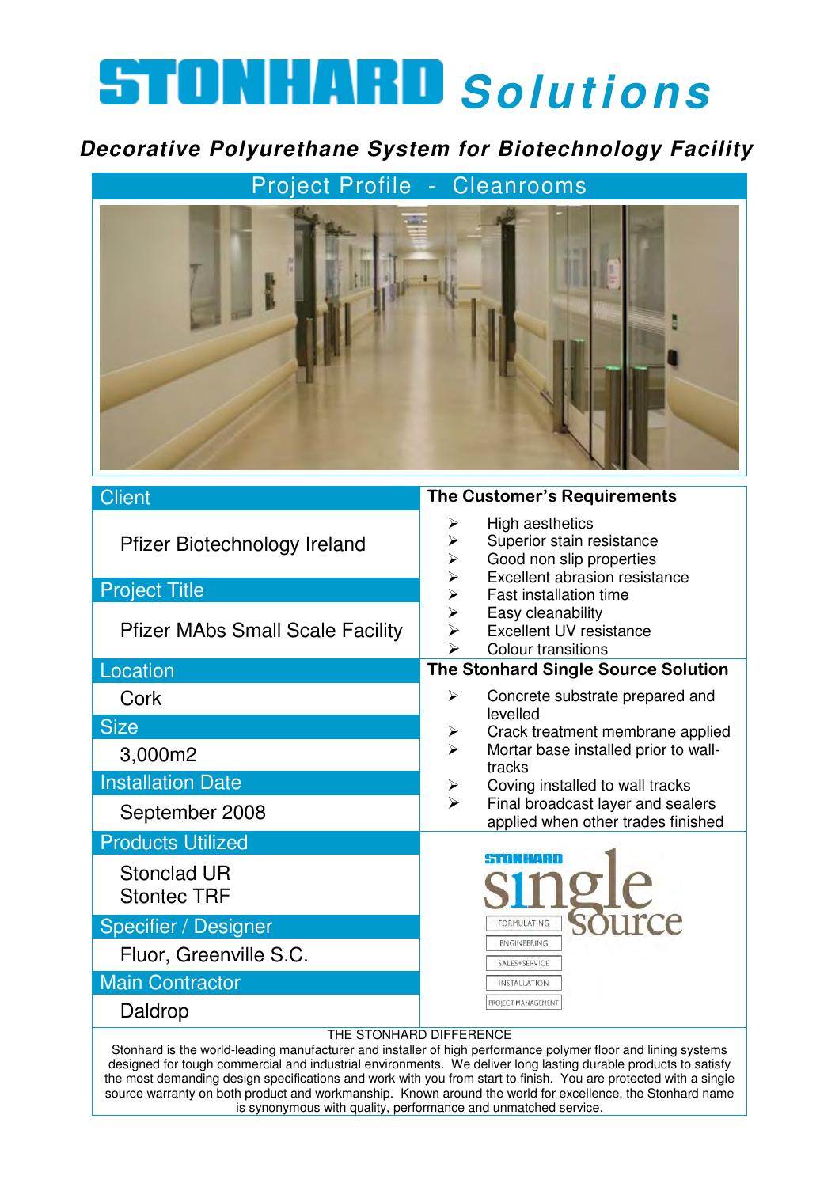# STONHARD *Solutions*

## *Decorative Polyurethane System for Biotechnology Facility*

### Project Profile - Cleanrooms

**Client**

Pfizer Biotechnology Ireland

**Project Title**

Pfizer MAbs Small Scale Facility

**Location**

Cork

**Size**

3,000m2

**Installation Date**

September 2008

**Products Utilized**

Stonclad UR
Stontec TRF

**Specifier / Designer**

Fluor, Greenville S.C.

**Main Contractor**

Daldrop

**The Customer's Requirements**

- High aesthetics
- Superior stain resistance
- Good non slip properties
- Excellent abrasion resistance
- Fast installation time
- Easy cleanability
- Excellent UV resistance
- Colour transitions

**The Stonhard Single Source Solution**

- Concrete substrate prepared and levelled
- Crack treatment membrane applied
- Mortar base installed prior to wall-tracks
- Coving installed to wall tracks
- Final broadcast layer and sealers applied when other trades finished

STONHARD single source

FORMULATING
ENGINEERING
SALES+SERVICE
INSTALLATION
PROJECT MANAGEMENT

THE STONHARD DIFFERENCE

Stonhard is the world-leading manufacturer and installer of high performance polymer floor and lining systems designed for tough commercial and industrial environments. We deliver long lasting durable products to satisfy the most demanding design specifications and work with you from start to finish. You are protected with a single source warranty on both product and workmanship. Known around the world for excellence, the Stonhard name is synonymous with quality, performance and unmatched service.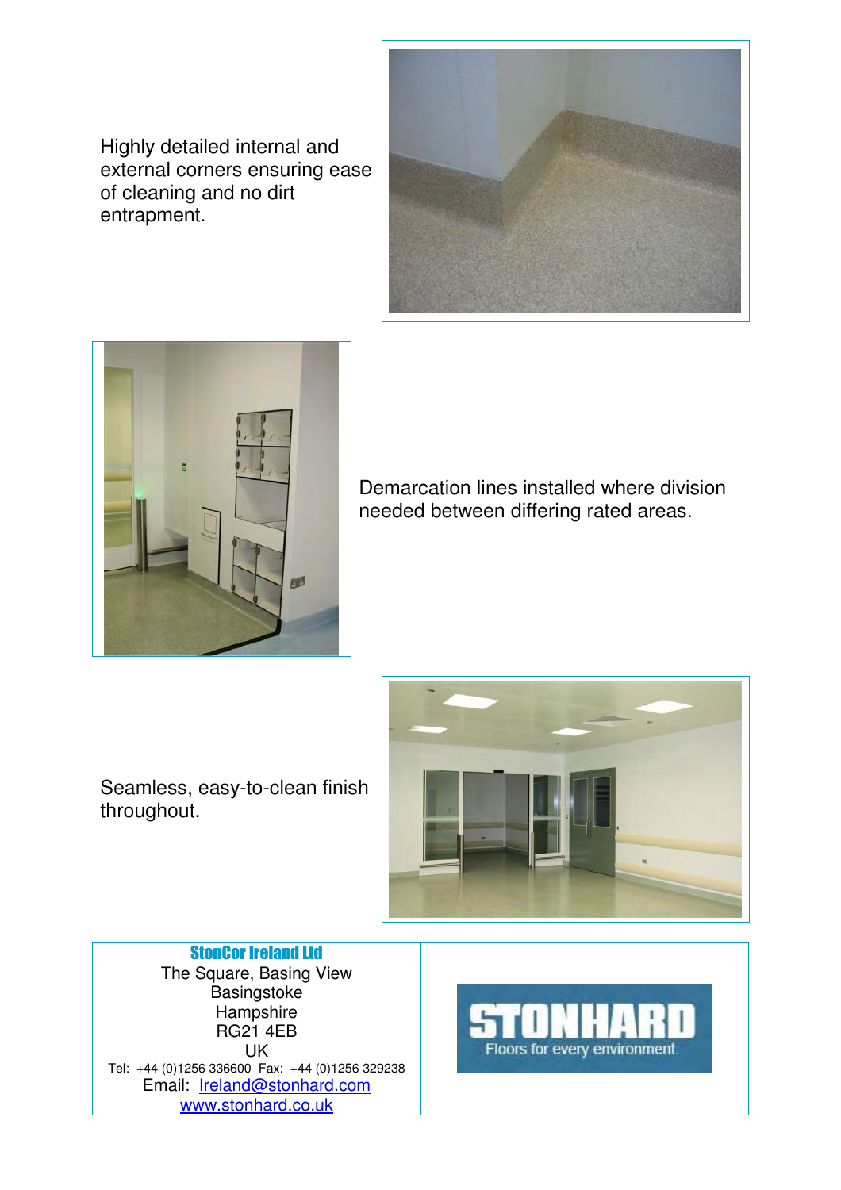Highly detailed internal and external corners ensuring ease of cleaning and no dirt entrapment.

Demarcation lines installed where division needed between differing rated areas.

Seamless, easy-to-clean finish throughout.

| | |
|---|---|
| **StonCor Ireland Ltd**<br>The Square, Basing View<br>Basingstoke<br>Hampshire<br>RG21 4EB<br>UK<br>Tel: +44 (0)1256 336600 Fax: +44 (0)1256 329238<br>Email: Ireland@stonhard.com<br>www.stonhard.co.uk | STONHARD<br>Floors for every environment. |